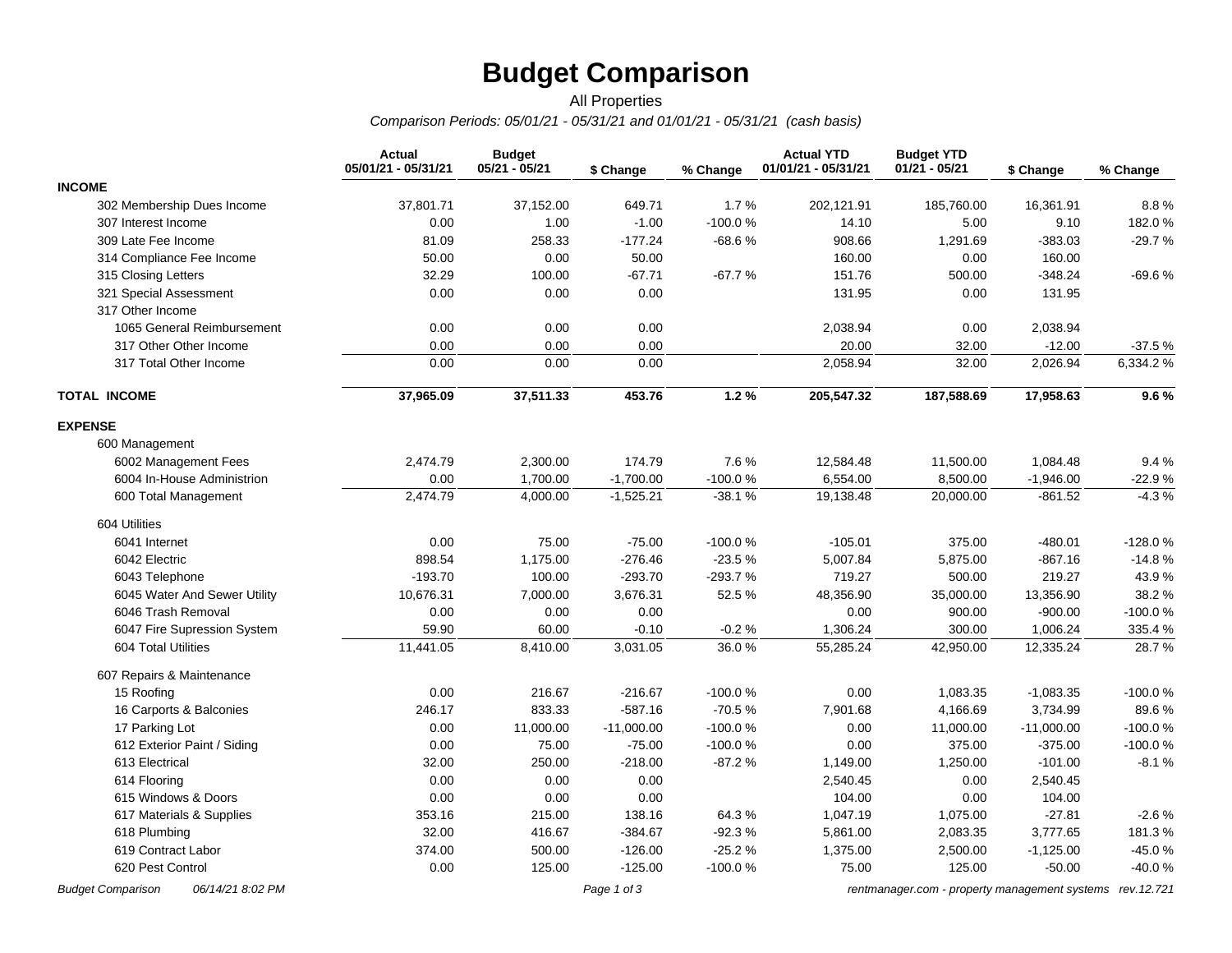# Budget Comparison

All Properties

*Comparison Periods: 05/01/21 - 05/31/21 and 01/01/21 - 05/31/21 (cash basis)*

| | Actual 05/01/21 - 05/31/21 | Budget 05/21 - 05/21 | $ Change | % Change | Actual YTD 01/01/21 - 05/31/21 | Budget YTD 01/21 - 05/21 | $ Change | % Change |
|---|---|---|---|---|---|---|---|---|
| **INCOME** | | | | | | | | |
| 302 Membership Dues Income | 37,801.71 | 37,152.00 | 649.71 | 1.7 % | 202,121.91 | 185,760.00 | 16,361.91 | 8.8 % |
| 307 Interest Income | 0.00 | 1.00 | -1.00 | -100.0 % | 14.10 | 5.00 | 9.10 | 182.0 % |
| 309 Late Fee Income | 81.09 | 258.33 | -177.24 | -68.6 % | 908.66 | 1,291.69 | -383.03 | -29.7 % |
| 314 Compliance Fee Income | 50.00 | 0.00 | 50.00 | | 160.00 | 0.00 | 160.00 | |
| 315 Closing Letters | 32.29 | 100.00 | -67.71 | -67.7 % | 151.76 | 500.00 | -348.24 | -69.6 % |
| 321 Special Assessment | 0.00 | 0.00 | 0.00 | | 131.95 | 0.00 | 131.95 | |
| 317 Other Income | | | | | | | | |
| 1065 General Reimbursement | 0.00 | 0.00 | 0.00 | | 2,038.94 | 0.00 | 2,038.94 | |
| 317 Other Other Income | 0.00 | 0.00 | 0.00 | | 20.00 | 32.00 | -12.00 | -37.5 % |
| 317 Total Other Income | 0.00 | 0.00 | 0.00 | | 2,058.94 | 32.00 | 2,026.94 | 6,334.2 % |
| **TOTAL INCOME** | **37,965.09** | **37,511.33** | **453.76** | **1.2 %** | **205,547.32** | **187,588.69** | **17,958.63** | **9.6 %** |
| **EXPENSE** | | | | | | | | |
| 600 Management | | | | | | | | |
| 6002 Management Fees | 2,474.79 | 2,300.00 | 174.79 | 7.6 % | 12,584.48 | 11,500.00 | 1,084.48 | 9.4 % |
| 6004 In-House Administrion | 0.00 | 1,700.00 | -1,700.00 | -100.0 % | 6,554.00 | 8,500.00 | -1,946.00 | -22.9 % |
| 600 Total Management | 2,474.79 | 4,000.00 | -1,525.21 | -38.1 % | 19,138.48 | 20,000.00 | -861.52 | -4.3 % |
| 604 Utilities | | | | | | | | |
| 6041 Internet | 0.00 | 75.00 | -75.00 | -100.0 % | -105.01 | 375.00 | -480.01 | -128.0 % |
| 6042 Electric | 898.54 | 1,175.00 | -276.46 | -23.5 % | 5,007.84 | 5,875.00 | -867.16 | -14.8 % |
| 6043 Telephone | -193.70 | 100.00 | -293.70 | -293.7 % | 719.27 | 500.00 | 219.27 | 43.9 % |
| 6045 Water And Sewer Utility | 10,676.31 | 7,000.00 | 3,676.31 | 52.5 % | 48,356.90 | 35,000.00 | 13,356.90 | 38.2 % |
| 6046 Trash Removal | 0.00 | 0.00 | 0.00 | | 0.00 | 900.00 | -900.00 | -100.0 % |
| 6047 Fire Supression System | 59.90 | 60.00 | -0.10 | -0.2 % | 1,306.24 | 300.00 | 1,006.24 | 335.4 % |
| 604 Total Utilities | 11,441.05 | 8,410.00 | 3,031.05 | 36.0 % | 55,285.24 | 42,950.00 | 12,335.24 | 28.7 % |
| 607 Repairs & Maintenance | | | | | | | | |
| 15 Roofing | 0.00 | 216.67 | -216.67 | -100.0 % | 0.00 | 1,083.35 | -1,083.35 | -100.0 % |
| 16 Carports & Balconies | 246.17 | 833.33 | -587.16 | -70.5 % | 7,901.68 | 4,166.69 | 3,734.99 | 89.6 % |
| 17 Parking Lot | 0.00 | 11,000.00 | -11,000.00 | -100.0 % | 0.00 | 11,000.00 | -11,000.00 | -100.0 % |
| 612 Exterior Paint / Siding | 0.00 | 75.00 | -75.00 | -100.0 % | 0.00 | 375.00 | -375.00 | -100.0 % |
| 613 Electrical | 32.00 | 250.00 | -218.00 | -87.2 % | 1,149.00 | 1,250.00 | -101.00 | -8.1 % |
| 614 Flooring | 0.00 | 0.00 | 0.00 | | 2,540.45 | 0.00 | 2,540.45 | |
| 615 Windows & Doors | 0.00 | 0.00 | 0.00 | | 104.00 | 0.00 | 104.00 | |
| 617 Materials & Supplies | 353.16 | 215.00 | 138.16 | 64.3 % | 1,047.19 | 1,075.00 | -27.81 | -2.6 % |
| 618 Plumbing | 32.00 | 416.67 | -384.67 | -92.3 % | 5,861.00 | 2,083.35 | 3,777.65 | 181.3 % |
| 619 Contract Labor | 374.00 | 500.00 | -126.00 | -25.2 % | 1,375.00 | 2,500.00 | -1,125.00 | -45.0 % |
| 620 Pest Control | 0.00 | 125.00 | -125.00 | -100.0 % | 75.00 | 125.00 | -50.00 | -40.0 % |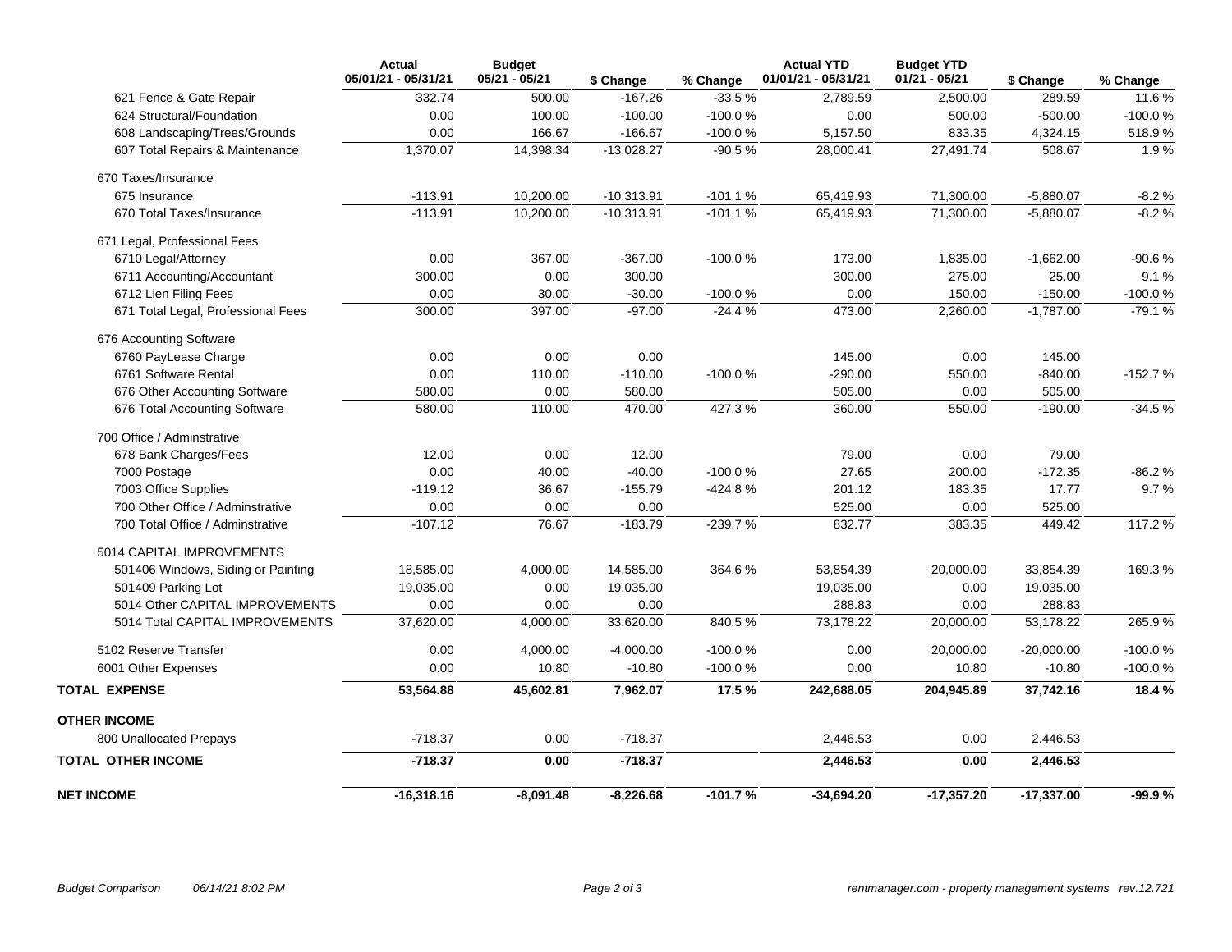| | Actual 05/01/21 - 05/31/21 | Budget 05/21 - 05/21 | $ Change | % Change | Actual YTD 01/01/21 - 05/31/21 | Budget YTD 01/21 - 05/21 | $ Change | % Change |
|---|---|---|---|---|---|---|---|---|
| 621 Fence & Gate Repair | 332.74 | 500.00 | -167.26 | -33.5 % | 2,789.59 | 2,500.00 | 289.59 | 11.6 % |
| 624 Structural/Foundation | 0.00 | 100.00 | -100.00 | -100.0 % | 0.00 | 500.00 | -500.00 | -100.0 % |
| 608 Landscaping/Trees/Grounds | 0.00 | 166.67 | -166.67 | -100.0 % | 5,157.50 | 833.35 | 4,324.15 | 518.9 % |
| 607 Total Repairs & Maintenance | 1,370.07 | 14,398.34 | -13,028.27 | -90.5 % | 28,000.41 | 27,491.74 | 508.67 | 1.9 % |
| 670 Taxes/Insurance | | | | | | | | |
| 675 Insurance | -113.91 | 10,200.00 | -10,313.91 | -101.1 % | 65,419.93 | 71,300.00 | -5,880.07 | -8.2 % |
| 670 Total Taxes/Insurance | -113.91 | 10,200.00 | -10,313.91 | -101.1 % | 65,419.93 | 71,300.00 | -5,880.07 | -8.2 % |
| 671 Legal, Professional Fees | | | | | | | | |
| 6710 Legal/Attorney | 0.00 | 367.00 | -367.00 | -100.0 % | 173.00 | 1,835.00 | -1,662.00 | -90.6 % |
| 6711 Accounting/Accountant | 300.00 | 0.00 | 300.00 | | 300.00 | 275.00 | 25.00 | 9.1 % |
| 6712 Lien Filing Fees | 0.00 | 30.00 | -30.00 | -100.0 % | 0.00 | 150.00 | -150.00 | -100.0 % |
| 671 Total Legal, Professional Fees | 300.00 | 397.00 | -97.00 | -24.4 % | 473.00 | 2,260.00 | -1,787.00 | -79.1 % |
| 676 Accounting Software | | | | | | | | |
| 6760 PayLease Charge | 0.00 | 0.00 | 0.00 | | 145.00 | 0.00 | 145.00 | |
| 6761 Software Rental | 0.00 | 110.00 | -110.00 | -100.0 % | -290.00 | 550.00 | -840.00 | -152.7 % |
| 676 Other Accounting Software | 580.00 | 0.00 | 580.00 | | 505.00 | 0.00 | 505.00 | |
| 676 Total Accounting Software | 580.00 | 110.00 | 470.00 | 427.3 % | 360.00 | 550.00 | -190.00 | -34.5 % |
| 700 Office / Adminstrative | | | | | | | | |
| 678 Bank Charges/Fees | 12.00 | 0.00 | 12.00 | | 79.00 | 0.00 | 79.00 | |
| 7000 Postage | 0.00 | 40.00 | -40.00 | -100.0 % | 27.65 | 200.00 | -172.35 | -86.2 % |
| 7003 Office Supplies | -119.12 | 36.67 | -155.79 | -424.8 % | 201.12 | 183.35 | 17.77 | 9.7 % |
| 700 Other Office / Adminstrative | 0.00 | 0.00 | 0.00 | | 525.00 | 0.00 | 525.00 | |
| 700 Total Office / Adminstrative | -107.12 | 76.67 | -183.79 | -239.7 % | 832.77 | 383.35 | 449.42 | 117.2 % |
| 5014 CAPITAL IMPROVEMENTS | | | | | | | | |
| 501406 Windows, Siding or Painting | 18,585.00 | 4,000.00 | 14,585.00 | 364.6 % | 53,854.39 | 20,000.00 | 33,854.39 | 169.3 % |
| 501409 Parking Lot | 19,035.00 | 0.00 | 19,035.00 | | 19,035.00 | 0.00 | 19,035.00 | |
| 5014 Other CAPITAL IMPROVEMENTS | 0.00 | 0.00 | 0.00 | | 288.83 | 0.00 | 288.83 | |
| 5014 Total CAPITAL IMPROVEMENTS | 37,620.00 | 4,000.00 | 33,620.00 | 840.5 % | 73,178.22 | 20,000.00 | 53,178.22 | 265.9 % |
| 5102 Reserve Transfer | 0.00 | 4,000.00 | -4,000.00 | -100.0 % | 0.00 | 20,000.00 | -20,000.00 | -100.0 % |
| 6001 Other Expenses | 0.00 | 10.80 | -10.80 | -100.0 % | 0.00 | 10.80 | -10.80 | -100.0 % |
| **TOTAL EXPENSE** | **53,564.88** | **45,602.81** | **7,962.07** | **17.5 %** | **242,688.05** | **204,945.89** | **37,742.16** | **18.4 %** |
| **OTHER INCOME** | | | | | | | | |
| 800 Unallocated Prepays | -718.37 | 0.00 | -718.37 | | 2,446.53 | 0.00 | 2,446.53 | |
| **TOTAL OTHER INCOME** | **-718.37** | **0.00** | **-718.37** | | **2,446.53** | **0.00** | **2,446.53** | |
| **NET INCOME** | **-16,318.16** | **-8,091.48** | **-8,226.68** | **-101.7 %** | **-34,694.20** | **-17,357.20** | **-17,337.00** | **-99.9 %** |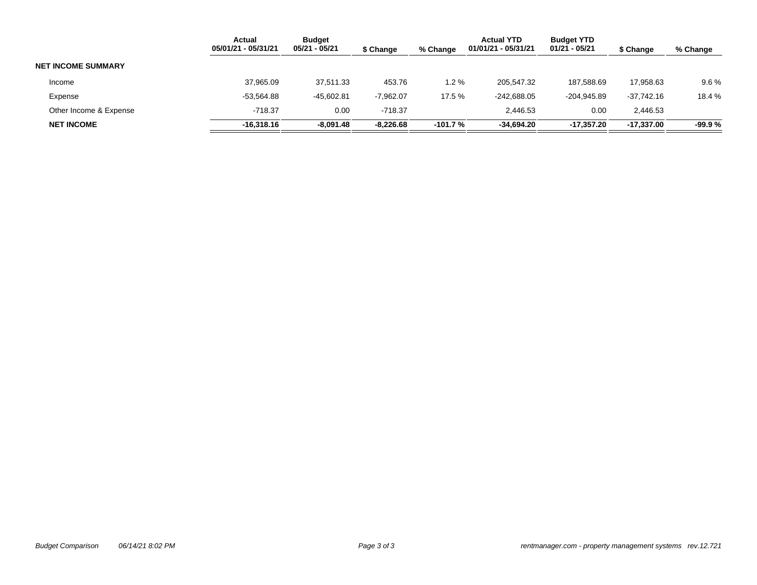| | Actual 05/01/21 - 05/31/21 | Budget 05/21 - 05/21 | $ Change | % Change | Actual YTD 01/01/21 - 05/31/21 | Budget YTD 01/21 - 05/21 | $ Change | % Change |
|---|---|---|---|---|---|---|---|---|
| **NET INCOME SUMMARY** | | | | | | | | |
| Income | 37,965.09 | 37,511.33 | 453.76 | 1.2 % | 205,547.32 | 187,588.69 | 17,958.63 | 9.6 % |
| Expense | -53,564.88 | -45,602.81 | -7,962.07 | 17.5 % | -242,688.05 | -204,945.89 | -37,742.16 | 18.4 % |
| Other Income & Expense | -718.37 | 0.00 | -718.37 | | 2,446.53 | 0.00 | 2,446.53 | |
| **NET INCOME** | **-16,318.16** | **-8,091.48** | **-8,226.68** | **-101.7 %** | **-34,694.20** | **-17,357.20** | **-17,337.00** | **-99.9 %** |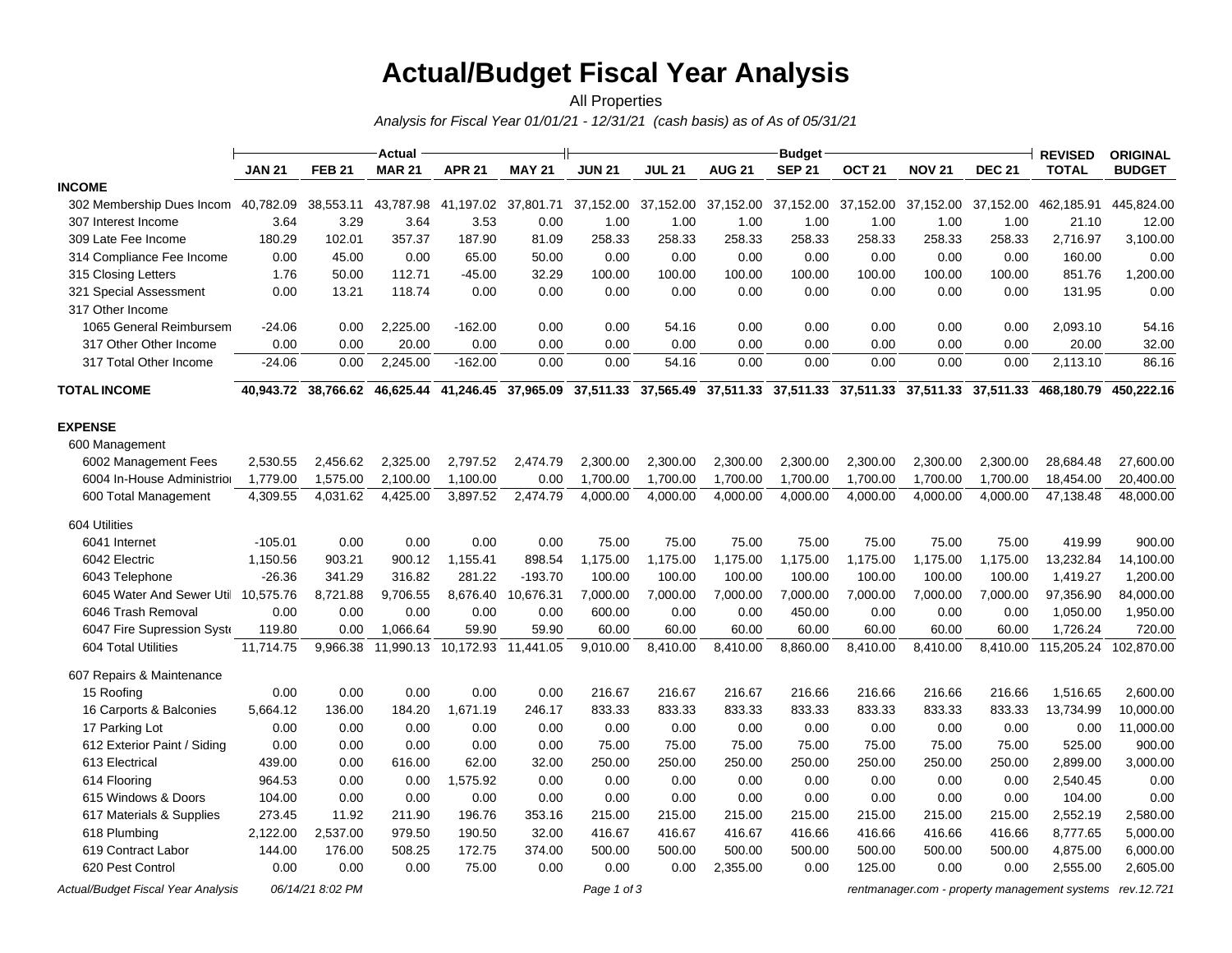# Actual/Budget Fiscal Year Analysis

All Properties

*Analysis for Fiscal Year 01/01/21 - 12/31/21 (cash basis) as of As of 05/31/21*

| | Actual | | | | | Budget | | | | | | | REVISED | ORIGINAL |
|---|---|---|---|---|---|---|---|---|---|---|---|---|---|---|
| | JAN 21 | FEB 21 | MAR 21 | APR 21 | MAY 21 | JUN 21 | JUL 21 | AUG 21 | SEP 21 | OCT 21 | NOV 21 | DEC 21 | TOTAL | BUDGET |
| **INCOME** | | | | | | | | | | | | | | |
| 302 Membership Dues Incom | 40,782.09 | 38,553.11 | 43,787.98 | 41,197.02 | 37,801.71 | 37,152.00 | 37,152.00 | 37,152.00 | 37,152.00 | 37,152.00 | 37,152.00 | 37,152.00 | 462,185.91 | 445,824.00 |
| 307 Interest Income | 3.64 | 3.29 | 3.64 | 3.53 | 0.00 | 1.00 | 1.00 | 1.00 | 1.00 | 1.00 | 1.00 | 1.00 | 21.10 | 12.00 |
| 309 Late Fee Income | 180.29 | 102.01 | 357.37 | 187.90 | 81.09 | 258.33 | 258.33 | 258.33 | 258.33 | 258.33 | 258.33 | 258.33 | 2,716.97 | 3,100.00 |
| 314 Compliance Fee Income | 0.00 | 45.00 | 0.00 | 65.00 | 50.00 | 0.00 | 0.00 | 0.00 | 0.00 | 0.00 | 0.00 | 0.00 | 160.00 | 0.00 |
| 315 Closing Letters | 1.76 | 50.00 | 112.71 | -45.00 | 32.29 | 100.00 | 100.00 | 100.00 | 100.00 | 100.00 | 100.00 | 100.00 | 851.76 | 1,200.00 |
| 321 Special Assessment | 0.00 | 13.21 | 118.74 | 0.00 | 0.00 | 0.00 | 0.00 | 0.00 | 0.00 | 0.00 | 0.00 | 0.00 | 131.95 | 0.00 |
| 317 Other Income | | | | | | | | | | | | | | |
| 1065 General Reimbursem | -24.06 | 0.00 | 2,225.00 | -162.00 | 0.00 | 0.00 | 54.16 | 0.00 | 0.00 | 0.00 | 0.00 | 0.00 | 2,093.10 | 54.16 |
| 317 Other Other Income | 0.00 | 0.00 | 20.00 | 0.00 | 0.00 | 0.00 | 0.00 | 0.00 | 0.00 | 0.00 | 0.00 | 0.00 | 20.00 | 32.00 |
| 317 Total Other Income | -24.06 | 0.00 | 2,245.00 | -162.00 | 0.00 | 0.00 | 54.16 | 0.00 | 0.00 | 0.00 | 0.00 | 0.00 | 2,113.10 | 86.16 |
| **TOTAL INCOME** | **40,943.72** | **38,766.62** | **46,625.44** | **41,246.45** | **37,965.09** | **37,511.33** | **37,565.49** | **37,511.33** | **37,511.33** | **37,511.33** | **37,511.33** | **37,511.33** | **468,180.79** | **450,222.16** |
| **EXPENSE** | | | | | | | | | | | | | | |
| 600 Management | | | | | | | | | | | | | | |
| 6002 Management Fees | 2,530.55 | 2,456.62 | 2,325.00 | 2,797.52 | 2,474.79 | 2,300.00 | 2,300.00 | 2,300.00 | 2,300.00 | 2,300.00 | 2,300.00 | 2,300.00 | 28,684.48 | 27,600.00 |
| 6004 In-House Administratio | 1,779.00 | 1,575.00 | 2,100.00 | 1,100.00 | 0.00 | 1,700.00 | 1,700.00 | 1,700.00 | 1,700.00 | 1,700.00 | 1,700.00 | 1,700.00 | 18,454.00 | 20,400.00 |
| 600 Total Management | 4,309.55 | 4,031.62 | 4,425.00 | 3,897.52 | 2,474.79 | 4,000.00 | 4,000.00 | 4,000.00 | 4,000.00 | 4,000.00 | 4,000.00 | 4,000.00 | 47,138.48 | 48,000.00 |
| 604 Utilities | | | | | | | | | | | | | | |
| 6041 Internet | -105.01 | 0.00 | 0.00 | 0.00 | 0.00 | 75.00 | 75.00 | 75.00 | 75.00 | 75.00 | 75.00 | 75.00 | 419.99 | 900.00 |
| 6042 Electric | 1,150.56 | 903.21 | 900.12 | 1,155.41 | 898.54 | 1,175.00 | 1,175.00 | 1,175.00 | 1,175.00 | 1,175.00 | 1,175.00 | 1,175.00 | 13,232.84 | 14,100.00 |
| 6043 Telephone | -26.36 | 341.29 | 316.82 | 281.22 | -193.70 | 100.00 | 100.00 | 100.00 | 100.00 | 100.00 | 100.00 | 100.00 | 1,419.27 | 1,200.00 |
| 6045 Water And Sewer Util | 10,575.76 | 8,721.88 | 9,706.55 | 8,676.40 | 10,676.31 | 7,000.00 | 7,000.00 | 7,000.00 | 7,000.00 | 7,000.00 | 7,000.00 | 7,000.00 | 97,356.90 | 84,000.00 |
| 6046 Trash Removal | 0.00 | 0.00 | 0.00 | 0.00 | 0.00 | 600.00 | 0.00 | 0.00 | 450.00 | 0.00 | 0.00 | 0.00 | 1,050.00 | 1,950.00 |
| 6047 Fire Supression Syste | 119.80 | 0.00 | 1,066.64 | 59.90 | 59.90 | 60.00 | 60.00 | 60.00 | 60.00 | 60.00 | 60.00 | 60.00 | 1,726.24 | 720.00 |
| 604 Total Utilities | 11,714.75 | 9,966.38 | 11,990.13 | 10,172.93 | 11,441.05 | 9,010.00 | 8,410.00 | 8,410.00 | 8,860.00 | 8,410.00 | 8,410.00 | 8,410.00 | 115,205.24 | 102,870.00 |
| 607 Repairs & Maintenance | | | | | | | | | | | | | | |
| 15 Roofing | 0.00 | 0.00 | 0.00 | 0.00 | 0.00 | 216.67 | 216.67 | 216.67 | 216.66 | 216.66 | 216.66 | 216.66 | 1,516.65 | 2,600.00 |
| 16 Carports & Balconies | 5,664.12 | 136.00 | 184.20 | 1,671.19 | 246.17 | 833.33 | 833.33 | 833.33 | 833.33 | 833.33 | 833.33 | 833.33 | 13,734.99 | 10,000.00 |
| 17 Parking Lot | 0.00 | 0.00 | 0.00 | 0.00 | 0.00 | 0.00 | 0.00 | 0.00 | 0.00 | 0.00 | 0.00 | 0.00 | 0.00 | 11,000.00 |
| 612 Exterior Paint / Siding | 0.00 | 0.00 | 0.00 | 0.00 | 0.00 | 75.00 | 75.00 | 75.00 | 75.00 | 75.00 | 75.00 | 75.00 | 525.00 | 900.00 |
| 613 Electrical | 439.00 | 0.00 | 616.00 | 62.00 | 32.00 | 250.00 | 250.00 | 250.00 | 250.00 | 250.00 | 250.00 | 250.00 | 2,899.00 | 3,000.00 |
| 614 Flooring | 964.53 | 0.00 | 0.00 | 1,575.92 | 0.00 | 0.00 | 0.00 | 0.00 | 0.00 | 0.00 | 0.00 | 0.00 | 2,540.45 | 0.00 |
| 615 Windows & Doors | 104.00 | 0.00 | 0.00 | 0.00 | 0.00 | 0.00 | 0.00 | 0.00 | 0.00 | 0.00 | 0.00 | 0.00 | 104.00 | 0.00 |
| 617 Materials & Supplies | 273.45 | 11.92 | 211.90 | 196.76 | 353.16 | 215.00 | 215.00 | 215.00 | 215.00 | 215.00 | 215.00 | 215.00 | 2,552.19 | 2,580.00 |
| 618 Plumbing | 2,122.00 | 2,537.00 | 979.50 | 190.50 | 32.00 | 416.67 | 416.67 | 416.67 | 416.66 | 416.66 | 416.66 | 416.66 | 8,777.65 | 5,000.00 |
| 619 Contract Labor | 144.00 | 176.00 | 508.25 | 172.75 | 374.00 | 500.00 | 500.00 | 500.00 | 500.00 | 500.00 | 500.00 | 500.00 | 4,875.00 | 6,000.00 |
| 620 Pest Control | 0.00 | 0.00 | 0.00 | 75.00 | 0.00 | 0.00 | 0.00 | 2,355.00 | 0.00 | 125.00 | 0.00 | 0.00 | 2,555.00 | 2,605.00 |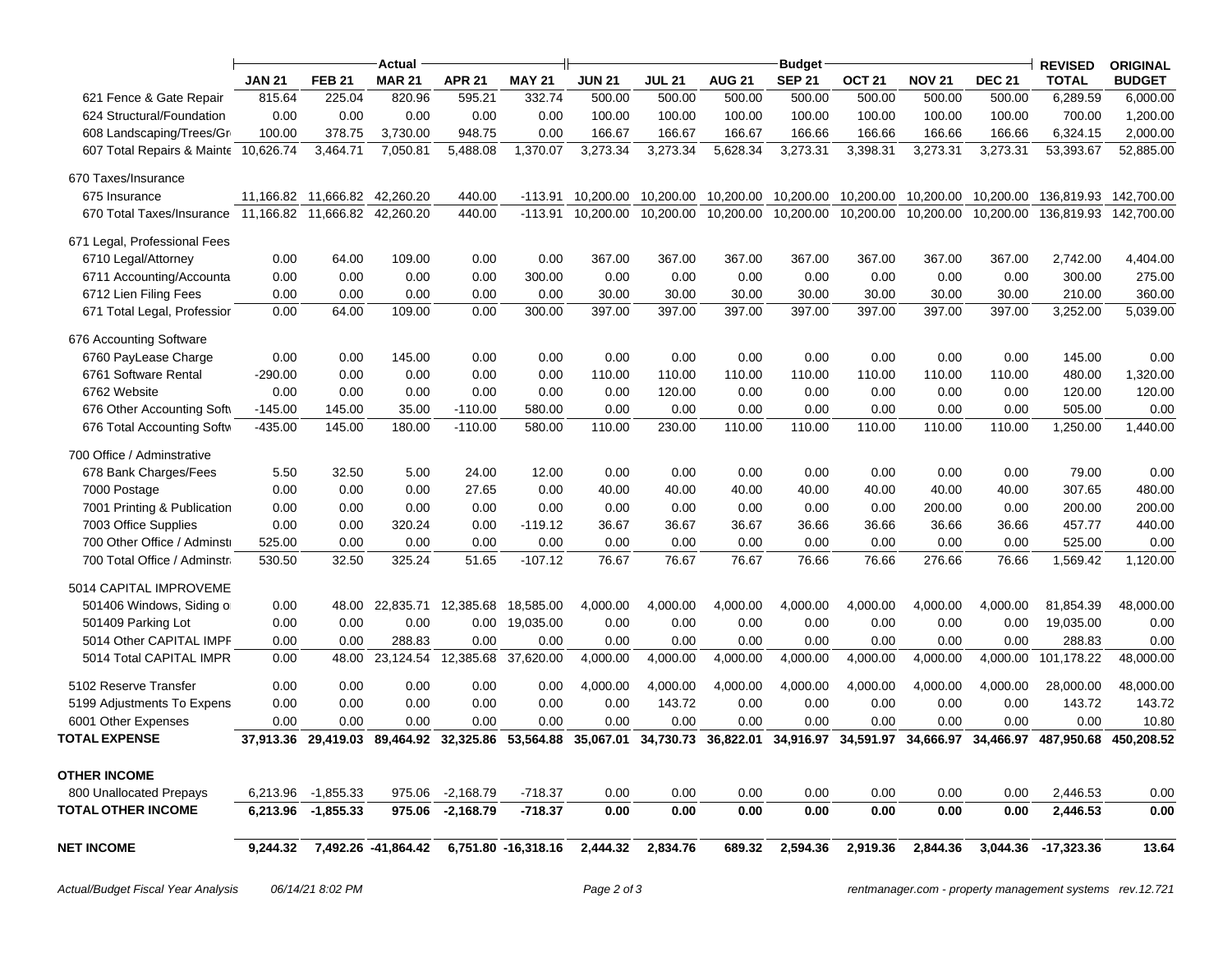| | Actual | | | | | Budget | | | | | | | REVISED | ORIGINAL |
|---|---|---|---|---|---|---|---|---|---|---|---|---|---|---|
| | JAN 21 | FEB 21 | MAR 21 | APR 21 | MAY 21 | JUN 21 | JUL 21 | AUG 21 | SEP 21 | OCT 21 | NOV 21 | DEC 21 | TOTAL | BUDGET |
| 621 Fence & Gate Repair | 815.64 | 225.04 | 820.96 | 595.21 | 332.74 | 500.00 | 500.00 | 500.00 | 500.00 | 500.00 | 500.00 | 500.00 | 6,289.59 | 6,000.00 |
| 624 Structural/Foundation | 0.00 | 0.00 | 0.00 | 0.00 | 0.00 | 100.00 | 100.00 | 100.00 | 100.00 | 100.00 | 100.00 | 100.00 | 700.00 | 1,200.00 |
| 608 Landscaping/Trees/Gr | 100.00 | 378.75 | 3,730.00 | 948.75 | 0.00 | 166.67 | 166.67 | 166.67 | 166.66 | 166.66 | 166.66 | 166.66 | 6,324.15 | 2,000.00 |
| 607 Total Repairs & Mainte | 10,626.74 | 3,464.71 | 7,050.81 | 5,488.08 | 1,370.07 | 3,273.34 | 3,273.34 | 5,628.34 | 3,273.31 | 3,398.31 | 3,273.31 | 3,273.31 | 53,393.67 | 52,885.00 |
| 670 Taxes/Insurance | | | | | | | | | | | | | | |
| 675 Insurance | 11,166.82 | 11,666.82 | 42,260.20 | 440.00 | -113.91 | 10,200.00 | 10,200.00 | 10,200.00 | 10,200.00 | 10,200.00 | 10,200.00 | 10,200.00 | 136,819.93 | 142,700.00 |
| 670 Total Taxes/Insurance | 11,166.82 | 11,666.82 | 42,260.20 | 440.00 | -113.91 | 10,200.00 | 10,200.00 | 10,200.00 | 10,200.00 | 10,200.00 | 10,200.00 | 10,200.00 | 136,819.93 | 142,700.00 |
| 671 Legal, Professional Fees | | | | | | | | | | | | | | |
| 6710 Legal/Attorney | 0.00 | 64.00 | 109.00 | 0.00 | 0.00 | 367.00 | 367.00 | 367.00 | 367.00 | 367.00 | 367.00 | 367.00 | 2,742.00 | 4,404.00 |
| 6711 Accounting/Accounta | 0.00 | 0.00 | 0.00 | 0.00 | 300.00 | 0.00 | 0.00 | 0.00 | 0.00 | 0.00 | 0.00 | 0.00 | 300.00 | 275.00 |
| 6712 Lien Filing Fees | 0.00 | 0.00 | 0.00 | 0.00 | 0.00 | 30.00 | 30.00 | 30.00 | 30.00 | 30.00 | 30.00 | 30.00 | 210.00 | 360.00 |
| 671 Total Legal, Professior | 0.00 | 64.00 | 109.00 | 0.00 | 300.00 | 397.00 | 397.00 | 397.00 | 397.00 | 397.00 | 397.00 | 397.00 | 3,252.00 | 5,039.00 |
| 676 Accounting Software | | | | | | | | | | | | | | |
| 6760 PayLease Charge | 0.00 | 0.00 | 145.00 | 0.00 | 0.00 | 0.00 | 0.00 | 0.00 | 0.00 | 0.00 | 0.00 | 0.00 | 145.00 | 0.00 |
| 6761 Software Rental | -290.00 | 0.00 | 0.00 | 0.00 | 0.00 | 110.00 | 110.00 | 110.00 | 110.00 | 110.00 | 110.00 | 110.00 | 480.00 | 1,320.00 |
| 6762 Website | 0.00 | 0.00 | 0.00 | 0.00 | 0.00 | 0.00 | 120.00 | 0.00 | 0.00 | 0.00 | 0.00 | 0.00 | 120.00 | 120.00 |
| 676 Other Accounting Softv | -145.00 | 145.00 | 35.00 | -110.00 | 580.00 | 0.00 | 0.00 | 0.00 | 0.00 | 0.00 | 0.00 | 0.00 | 505.00 | 0.00 |
| 676 Total Accounting Softw | -435.00 | 145.00 | 180.00 | -110.00 | 580.00 | 110.00 | 230.00 | 110.00 | 110.00 | 110.00 | 110.00 | 110.00 | 1,250.00 | 1,440.00 |
| 700 Office / Adminstrative | | | | | | | | | | | | | | |
| 678 Bank Charges/Fees | 5.50 | 32.50 | 5.00 | 24.00 | 12.00 | 0.00 | 0.00 | 0.00 | 0.00 | 0.00 | 0.00 | 0.00 | 79.00 | 0.00 |
| 7000 Postage | 0.00 | 0.00 | 0.00 | 27.65 | 0.00 | 40.00 | 40.00 | 40.00 | 40.00 | 40.00 | 40.00 | 40.00 | 307.65 | 480.00 |
| 7001 Printing & Publication | 0.00 | 0.00 | 0.00 | 0.00 | 0.00 | 0.00 | 0.00 | 0.00 | 0.00 | 0.00 | 200.00 | 0.00 | 200.00 | 200.00 |
| 7003 Office Supplies | 0.00 | 0.00 | 320.24 | 0.00 | -119.12 | 36.67 | 36.67 | 36.67 | 36.66 | 36.66 | 36.66 | 36.66 | 457.77 | 440.00 |
| 700 Other Office / Adminst | 525.00 | 0.00 | 0.00 | 0.00 | 0.00 | 0.00 | 0.00 | 0.00 | 0.00 | 0.00 | 0.00 | 0.00 | 525.00 | 0.00 |
| 700 Total Office / Adminstr | 530.50 | 32.50 | 325.24 | 51.65 | -107.12 | 76.67 | 76.67 | 76.67 | 76.66 | 76.66 | 276.66 | 76.66 | 1,569.42 | 1,120.00 |
| 5014 CAPITAL IMPROVEME | | | | | | | | | | | | | | |
| 501406 Windows, Siding o | 0.00 | 48.00 | 22,835.71 | 12,385.68 | 18,585.00 | 4,000.00 | 4,000.00 | 4,000.00 | 4,000.00 | 4,000.00 | 4,000.00 | 4,000.00 | 81,854.39 | 48,000.00 |
| 501409 Parking Lot | 0.00 | 0.00 | 0.00 | 0.00 | 19,035.00 | 0.00 | 0.00 | 0.00 | 0.00 | 0.00 | 0.00 | 0.00 | 19,035.00 | 0.00 |
| 5014 Other CAPITAL IMPF | 0.00 | 0.00 | 288.83 | 0.00 | 0.00 | 0.00 | 0.00 | 0.00 | 0.00 | 0.00 | 0.00 | 0.00 | 288.83 | 0.00 |
| 5014 Total CAPITAL IMPR | 0.00 | 48.00 | 23,124.54 | 12,385.68 | 37,620.00 | 4,000.00 | 4,000.00 | 4,000.00 | 4,000.00 | 4,000.00 | 4,000.00 | 4,000.00 | 101,178.22 | 48,000.00 |
| 5102 Reserve Transfer | 0.00 | 0.00 | 0.00 | 0.00 | 0.00 | 4,000.00 | 4,000.00 | 4,000.00 | 4,000.00 | 4,000.00 | 4,000.00 | 4,000.00 | 28,000.00 | 48,000.00 |
| 5199 Adjustments To Expens | 0.00 | 0.00 | 0.00 | 0.00 | 0.00 | 0.00 | 143.72 | 0.00 | 0.00 | 0.00 | 0.00 | 0.00 | 143.72 | 143.72 |
| 6001 Other Expenses | 0.00 | 0.00 | 0.00 | 0.00 | 0.00 | 0.00 | 0.00 | 0.00 | 0.00 | 0.00 | 0.00 | 0.00 | 0.00 | 10.80 |
| **TOTAL EXPENSE** | **37,913.36** | **29,419.03** | **89,464.92** | **32,325.86** | **53,564.88** | **35,067.01** | **34,730.73** | **36,822.01** | **34,916.97** | **34,591.97** | **34,666.97** | **34,466.97** | **487,950.68** | **450,208.52** |
| **OTHER INCOME** | | | | | | | | | | | | | | |
| 800 Unallocated Prepays | 6,213.96 | -1,855.33 | 975.06 | -2,168.79 | -718.37 | 0.00 | 0.00 | 0.00 | 0.00 | 0.00 | 0.00 | 0.00 | 2,446.53 | 0.00 |
| **TOTAL OTHER INCOME** | **6,213.96** | **-1,855.33** | **975.06** | **-2,168.79** | **-718.37** | **0.00** | **0.00** | **0.00** | **0.00** | **0.00** | **0.00** | **0.00** | **2,446.53** | **0.00** |
| **NET INCOME** | **9,244.32** | **7,492.26** | **-41,864.42** | **6,751.80** | **-16,318.16** | **2,444.32** | **2,834.76** | **689.32** | **2,594.36** | **2,919.36** | **2,844.36** | **3,044.36** | **-17,323.36** | **13.64** |

*Actual/Budget Fiscal Year Analysis* *06/14/21 8:02 PM*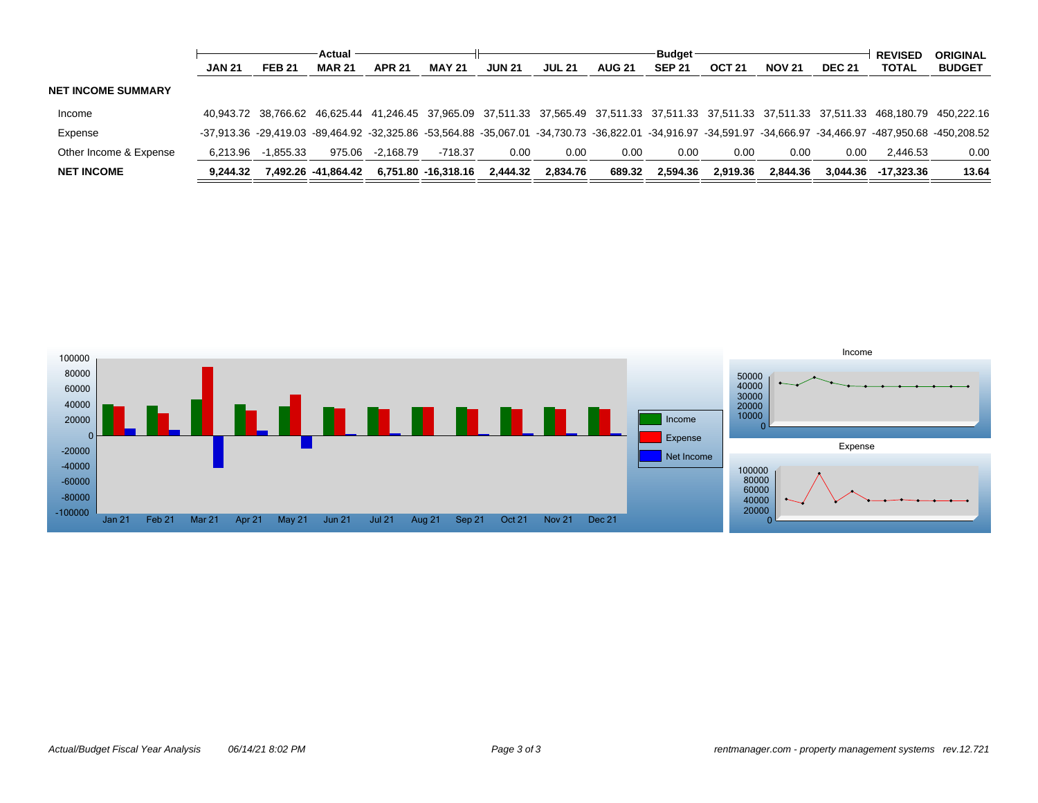| | Actual | | | | | Budget | | | | | | | REVISED | ORIGINAL |
|---|---|---|---|---|---|---|---|---|---|---|---|---|---|---|
| | JAN 21 | FEB 21 | MAR 21 | APR 21 | MAY 21 | JUN 21 | JUL 21 | AUG 21 | SEP 21 | OCT 21 | NOV 21 | DEC 21 | TOTAL | BUDGET |
| **NET INCOME SUMMARY** | | | | | | | | | | | | | | |
| Income | 40,943.72 | 38,766.62 | 46,625.44 | 41,246.45 | 37,965.09 | 37,511.33 | 37,565.49 | 37,511.33 | 37,511.33 | 37,511.33 | 37,511.33 | 37,511.33 | 468,180.79 | 450,222.16 |
| Expense | -37,913.36 | -29,419.03 | -89,464.92 | -32,325.86 | -53,564.88 | -35,067.01 | -34,730.73 | -36,822.01 | -34,916.97 | -34,591.97 | -34,666.97 | -34,466.97 | -487,950.68 | -450,208.52 |
| Other Income & Expense | 6,213.96 | -1,855.33 | 975.06 | -2,168.79 | -718.37 | 0.00 | 0.00 | 0.00 | 0.00 | 0.00 | 0.00 | 0.00 | 2,446.53 | 0.00 |
| **NET INCOME** | **9,244.32** | **7,492.26** | **-41,864.42** | **6,751.80** | **-16,318.16** | **2,444.32** | **2,834.76** | **689.32** | **2,594.36** | **2,919.36** | **2,844.36** | **3,044.36** | **-17,323.36** | **13.64** |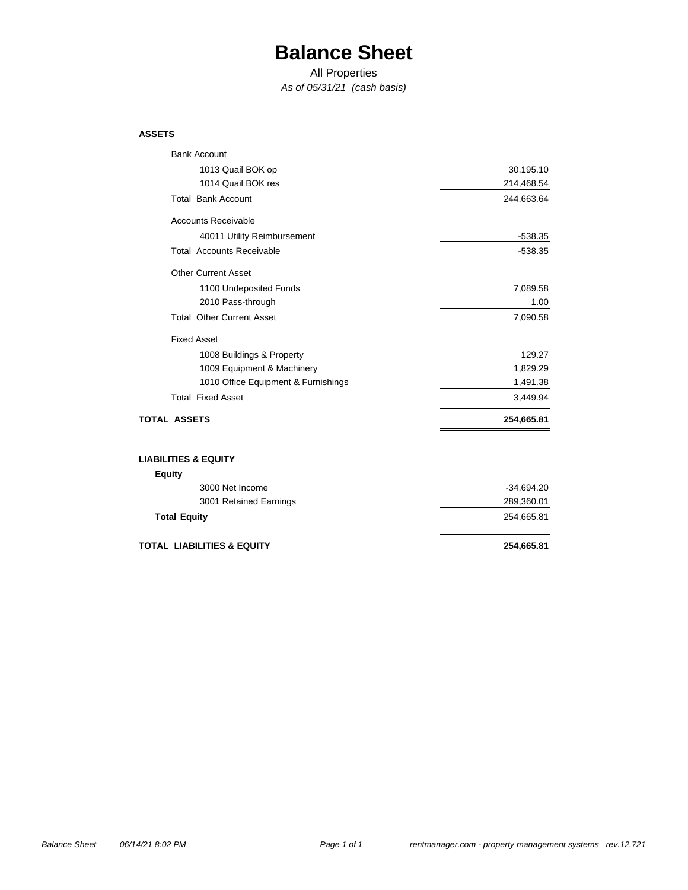# Balance Sheet

All Properties

*As of 05/31/21 (cash basis)*

| | |
|---|---:|
| **ASSETS** | |
| Bank Account | |
| 1013 Quail BOK op | 30,195.10 |
| 1014 Quail BOK res | 214,468.54 |
| Total Bank Account | 244,663.64 |
| Accounts Receivable | |
| 40011 Utility Reimbursement | -538.35 |
| Total Accounts Receivable | -538.35 |
| Other Current Asset | |
| 1100 Undeposited Funds | 7,089.58 |
| 2010 Pass-through | 1.00 |
| Total Other Current Asset | 7,090.58 |
| Fixed Asset | |
| 1008 Buildings & Property | 129.27 |
| 1009 Equipment & Machinery | 1,829.29 |
| 1010 Office Equipment & Furnishings | 1,491.38 |
| Total Fixed Asset | 3,449.94 |
| **TOTAL ASSETS** | **254,665.81** |
| **LIABILITIES & EQUITY** | |
| **Equity** | |
| 3000 Net Income | -34,694.20 |
| 3001 Retained Earnings | 289,360.01 |
| **Total Equity** | 254,665.81 |
| **TOTAL LIABILITIES & EQUITY** | **254,665.81** |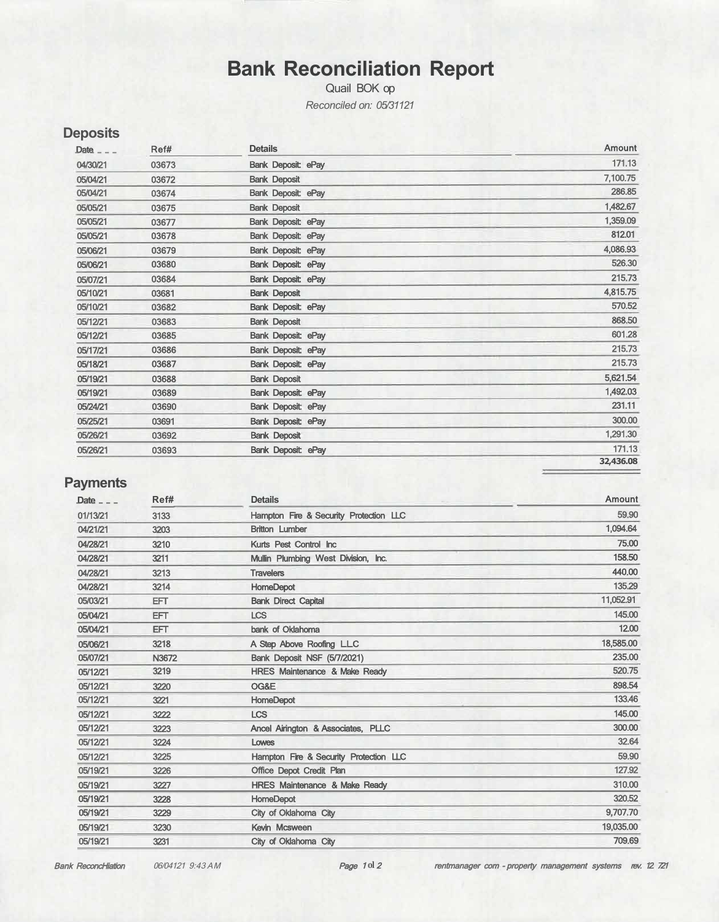# Bank Reconciliation Report

Quail BOK op

*Reconciled on: 05/31121*

## Deposits

| Date | Ref# | Details | Amount |
|---|---|---|---|
| 04/30/21 | 03673 | Bank Deposit: ePay | 171.13 |
| 05/04/21 | 03672 | Bank Deposit | 7,100.75 |
| 05/04/21 | 03674 | Bank Deposit: ePay | 286.85 |
| 05/05/21 | 03675 | Bank Deposit | 1,482.67 |
| 05/05/21 | 03677 | Bank Deposit: ePay | 1,359.09 |
| 05/05/21 | 03678 | Bank Deposit: ePay | 812.01 |
| 05/06/21 | 03679 | Bank Deposit: ePay | 4,086.93 |
| 05/06/21 | 03680 | Bank Deposit: ePay | 526.30 |
| 05/07/21 | 03684 | Bank Deposit: ePay | 215.73 |
| 05/10/21 | 03681 | Bank Deposit | 4,815.75 |
| 05/10/21 | 03682 | Bank Deposit: ePay | 570.52 |
| 05/12/21 | 03683 | Bank Deposit | 868.50 |
| 05/12/21 | 03685 | Bank Deposit: ePay | 601.28 |
| 05/17/21 | 03686 | Bank Deposit: ePay | 215.73 |
| 05/18/21 | 03687 | Bank Deposit: ePay | 215.73 |
| 05/19/21 | 03688 | Bank Deposit | 5,621.54 |
| 05/19/21 | 03689 | Bank Deposit: ePay | 1,492.03 |
| 05/24/21 | 03690 | Bank Deposit: ePay | 231.11 |
| 05/25/21 | 03691 | Bank Deposit: ePay | 300.00 |
| 05/26/21 | 03692 | Bank Deposit | 1,291.30 |
| 05/26/21 | 03693 | Bank Deposit: ePay | 171.13 |
| | | | **32,436.08** |

## Payments

| Date | Ref# | Details | Amount |
|---|---|---|---|
| 01/13/21 | 3133 | Hampton Fire & Security Protection LLC | 59.90 |
| 04/21/21 | 3203 | Britton Lumber | 1,094.64 |
| 04/28/21 | 3210 | Kurts Pest Control Inc | 75.00 |
| 04/28/21 | 3211 | Mullin Plumbing West Division, Inc. | 158.50 |
| 04/28/21 | 3213 | Travelers | 440.00 |
| 04/28/21 | 3214 | HomeDepot | 135.29 |
| 05/03/21 | EFT | Bank Direct Capital | 11,052.91 |
| 05/04/21 | EFT | LCS | 145.00 |
| 05/04/21 | EFT | bank of Oklahoma | 12.00 |
| 05/06/21 | 3218 | A Step Above Roofing LLC | 18,585.00 |
| 05/07/21 | N3672 | Bank Deposit NSF (5/7/2021) | 235.00 |
| 05/12/21 | 3219 | HRES Maintenance & Make Ready | 520.75 |
| 05/12/21 | 3220 | OG&E | 898.54 |
| 05/12/21 | 3221 | HomeDepot | 133.46 |
| 05/12/21 | 3222 | LCS | 145.00 |
| 05/12/21 | 3223 | Ancel Airington & Associates, PLLC | 300.00 |
| 05/12/21 | 3224 | Lowes | 32.64 |
| 05/12/21 | 3225 | Hampton Fire & Security Protection LLC | 59.90 |
| 05/19/21 | 3226 | Office Depot Credit Plan | 127.92 |
| 05/19/21 | 3227 | HRES Maintenance & Make Ready | 310.00 |
| 05/19/21 | 3228 | HomeDepot | 320.52 |
| 05/19/21 | 3229 | City of Oklahoma City | 9,707.70 |
| 05/19/21 | 3230 | Kevin Mcsween | 19,035.00 |
| 05/19/21 | 3231 | City of Oklahoma City | 709.69 |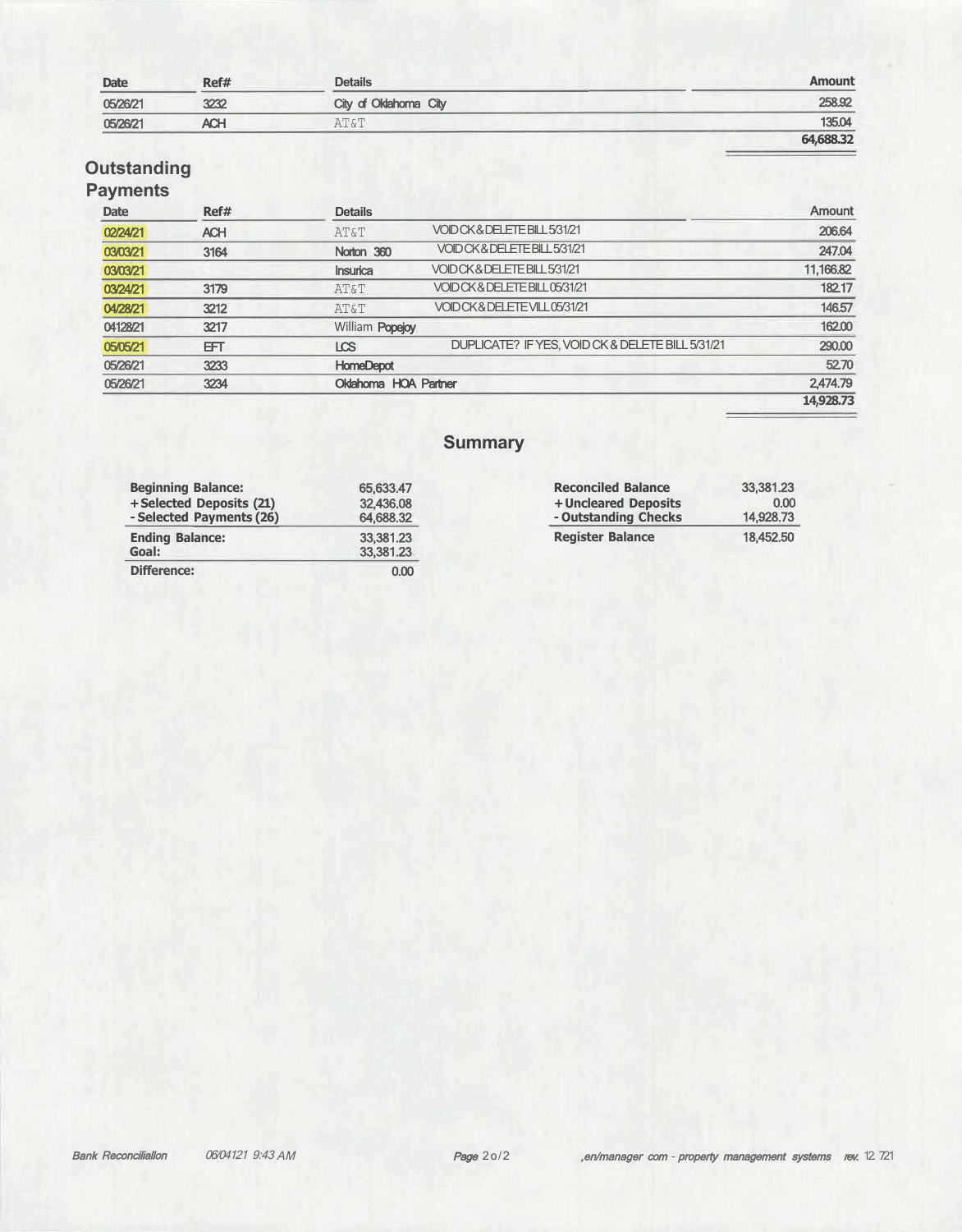| Date | Ref# | Details | Amount |
| --- | --- | --- | --- |
| 05/26/21 | 3232 | City of Oklahoma City | 258.92 |
| 05/26/21 | ACH | AT&T | 135.04 |
| | | | 64,688.32 |

## Outstanding Payments

| Date | Ref# | Details | | Amount |
| --- | --- | --- | --- | --- |
| 02/24/21 | ACH | AT&T | VOID CK & DELETE BILL 5/31/21 | 206.64 |
| 03/03/21 | 3164 | Norton 360 | VOID CK & DELETE BILL 5/31/21 | 247.04 |
| 03/03/21 | | Insurica | VOID CK & DELETE BILL 5/31/21 | 11,166.82 |
| 03/24/21 | 3179 | AT&T | VOID CK & DELETE BILL 05/31/21 | 182.17 |
| 04/28/21 | 3212 | AT&T | VOID CK & DELETE VILL 05/31/21 | 146.57 |
| 04/28/21 | 3217 | William Popejoy | | 162.00 |
| 05/05/21 | EFT | LCS | DUPLICATE? IF YES, VOID CK & DELETE BILL 5/31/21 | 290.00 |
| 05/26/21 | 3233 | HomeDepot | | 52.70 |
| 05/26/21 | 3234 | Oklahoma HOA Partner | | 2,474.79 |
| | | | | 14,928.73 |

## Summary

| | |
| --- | --- |
| **Beginning Balance:** | 65,633.47 |
| **+ Selected Deposits (21)** | 32,436.08 |
| **- Selected Payments (26)** | 64,688.32 |
| **Ending Balance:** | 33,381.23 |
| **Goal:** | 33,381.23 |
| **Difference:** | 0.00 |

| | |
| --- | --- |
| **Reconciled Balance** | 33,381.23 |
| **+ Uncleared Deposits** | 0.00 |
| **- Outstanding Checks** | 14,928.73 |
| **Register Balance** | 18,452.50 |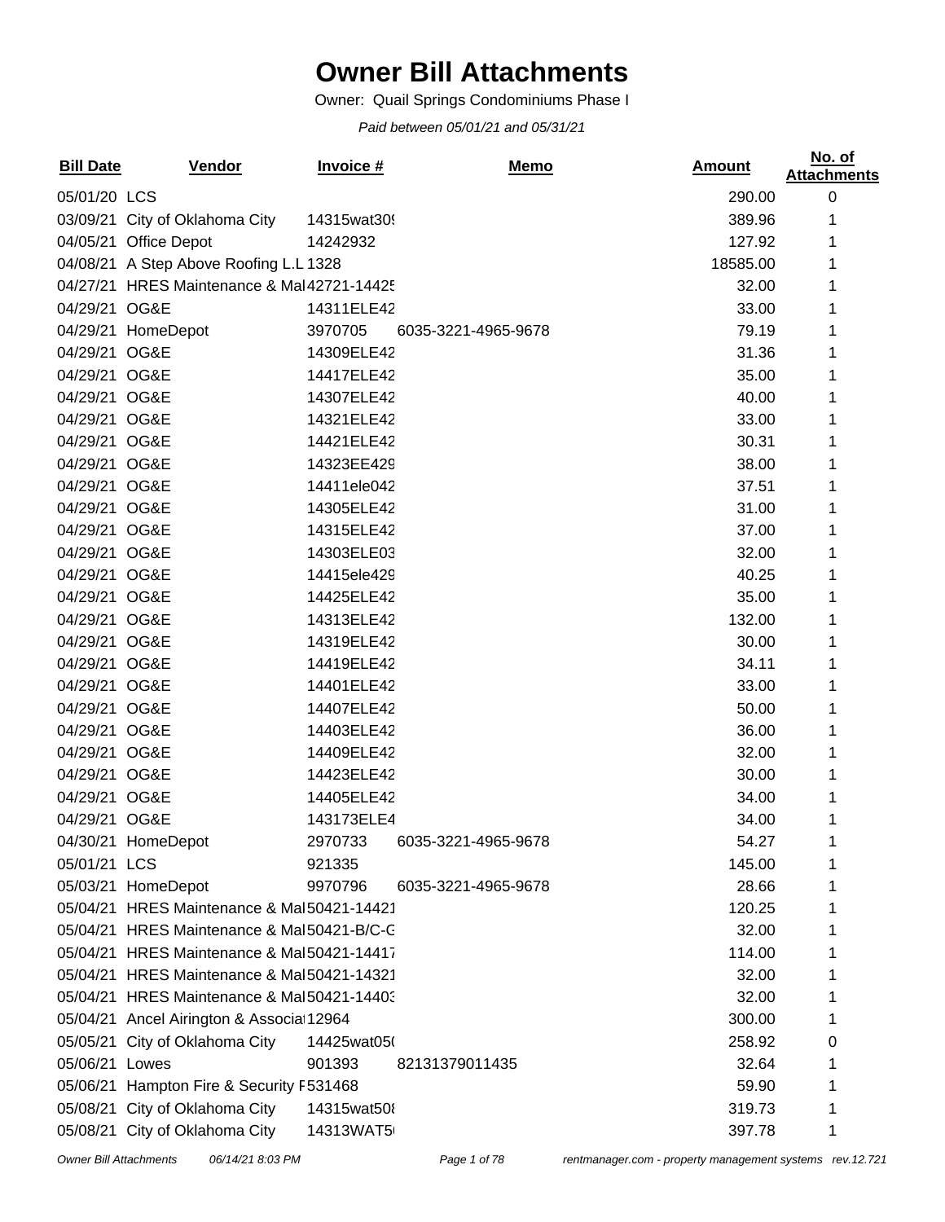# Owner Bill Attachments

Owner: Quail Springs Condominiums Phase I

*Paid between 05/01/21 and 05/31/21*

| Bill Date | Vendor | Invoice # | Memo | Amount | No. of Attachments |
|---|---|---|---|---|---|
| 05/01/20 | LCS | | | 290.00 | 0 |
| 03/09/21 | City of Oklahoma City | 14315wat30 | | 389.96 | 1 |
| 04/05/21 | Office Depot | 14242932 | | 127.92 | 1 |
| 04/08/21 | A Step Above Roofing L.L | 1328 | | 18585.00 | 1 |
| 04/27/21 | HRES Maintenance & Mai | 42721-14425 | | 32.00 | 1 |
| 04/29/21 | OG&E | 14311ELE42 | | 33.00 | 1 |
| 04/29/21 | HomeDepot | 3970705 | 6035-3221-4965-9678 | 79.19 | 1 |
| 04/29/21 | OG&E | 14309ELE42 | | 31.36 | 1 |
| 04/29/21 | OG&E | 14417ELE42 | | 35.00 | 1 |
| 04/29/21 | OG&E | 14307ELE42 | | 40.00 | 1 |
| 04/29/21 | OG&E | 14321ELE42 | | 33.00 | 1 |
| 04/29/21 | OG&E | 14421ELE42 | | 30.31 | 1 |
| 04/29/21 | OG&E | 14323EE429 | | 38.00 | 1 |
| 04/29/21 | OG&E | 14411ele042 | | 37.51 | 1 |
| 04/29/21 | OG&E | 14305ELE42 | | 31.00 | 1 |
| 04/29/21 | OG&E | 14315ELE42 | | 37.00 | 1 |
| 04/29/21 | OG&E | 14303ELE03 | | 32.00 | 1 |
| 04/29/21 | OG&E | 14415ele429 | | 40.25 | 1 |
| 04/29/21 | OG&E | 14425ELE42 | | 35.00 | 1 |
| 04/29/21 | OG&E | 14313ELE42 | | 132.00 | 1 |
| 04/29/21 | OG&E | 14319ELE42 | | 30.00 | 1 |
| 04/29/21 | OG&E | 14419ELE42 | | 34.11 | 1 |
| 04/29/21 | OG&E | 14401ELE42 | | 33.00 | 1 |
| 04/29/21 | OG&E | 14407ELE42 | | 50.00 | 1 |
| 04/29/21 | OG&E | 14403ELE42 | | 36.00 | 1 |
| 04/29/21 | OG&E | 14409ELE42 | | 32.00 | 1 |
| 04/29/21 | OG&E | 14423ELE42 | | 30.00 | 1 |
| 04/29/21 | OG&E | 14405ELE42 | | 34.00 | 1 |
| 04/29/21 | OG&E | 143173ELE4 | | 34.00 | 1 |
| 04/30/21 | HomeDepot | 2970733 | 6035-3221-4965-9678 | 54.27 | 1 |
| 05/01/21 | LCS | 921335 | | 145.00 | 1 |
| 05/03/21 | HomeDepot | 9970796 | 6035-3221-4965-9678 | 28.66 | 1 |
| 05/04/21 | HRES Maintenance & Mai | 50421-14421 | | 120.25 | 1 |
| 05/04/21 | HRES Maintenance & Mai | 50421-B/C-G | | 32.00 | 1 |
| 05/04/21 | HRES Maintenance & Mai | 50421-14417 | | 114.00 | 1 |
| 05/04/21 | HRES Maintenance & Mai | 50421-14321 | | 32.00 | 1 |
| 05/04/21 | HRES Maintenance & Mai | 50421-14403 | | 32.00 | 1 |
| 05/04/21 | Ancel Airington & Associa | 12964 | | 300.00 | 1 |
| 05/05/21 | City of Oklahoma City | 14425wat05 | | 258.92 | 0 |
| 05/06/21 | Lowes | 901393 | 82131379011435 | 32.64 | 1 |
| 05/06/21 | Hampton Fire & Security F | 531468 | | 59.90 | 1 |
| 05/08/21 | City of Oklahoma City | 14315wat50 | | 319.73 | 1 |
| 05/08/21 | City of Oklahoma City | 14313WAT5 | | 397.78 | 1 |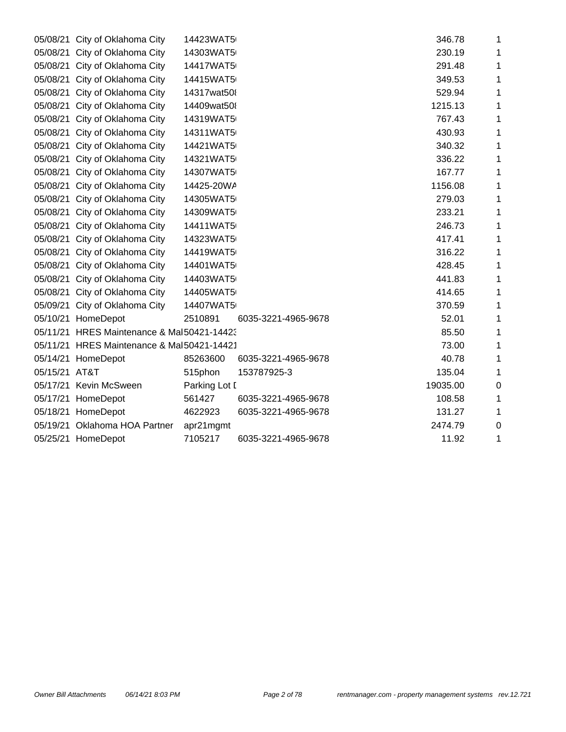| | | | | | |
|---|---|---|---|---|---|
| 05/08/21 | City of Oklahoma City | 14423WAT5 | | 346.78 | 1 |
| 05/08/21 | City of Oklahoma City | 14303WAT5 | | 230.19 | 1 |
| 05/08/21 | City of Oklahoma City | 14417WAT5 | | 291.48 | 1 |
| 05/08/21 | City of Oklahoma City | 14415WAT5 | | 349.53 | 1 |
| 05/08/21 | City of Oklahoma City | 14317wat508 | | 529.94 | 1 |
| 05/08/21 | City of Oklahoma City | 14409wat508 | | 1215.13 | 1 |
| 05/08/21 | City of Oklahoma City | 14319WAT5 | | 767.43 | 1 |
| 05/08/21 | City of Oklahoma City | 14311WAT5 | | 430.93 | 1 |
| 05/08/21 | City of Oklahoma City | 14421WAT5 | | 340.32 | 1 |
| 05/08/21 | City of Oklahoma City | 14321WAT5 | | 336.22 | 1 |
| 05/08/21 | City of Oklahoma City | 14307WAT5 | | 167.77 | 1 |
| 05/08/21 | City of Oklahoma City | 14425-20WA | | 1156.08 | 1 |
| 05/08/21 | City of Oklahoma City | 14305WAT5 | | 279.03 | 1 |
| 05/08/21 | City of Oklahoma City | 14309WAT5 | | 233.21 | 1 |
| 05/08/21 | City of Oklahoma City | 14411WAT5 | | 246.73 | 1 |
| 05/08/21 | City of Oklahoma City | 14323WAT5 | | 417.41 | 1 |
| 05/08/21 | City of Oklahoma City | 14419WAT5 | | 316.22 | 1 |
| 05/08/21 | City of Oklahoma City | 14401WAT5 | | 428.45 | 1 |
| 05/08/21 | City of Oklahoma City | 14403WAT5 | | 441.83 | 1 |
| 05/08/21 | City of Oklahoma City | 14405WAT5 | | 414.65 | 1 |
| 05/09/21 | City of Oklahoma City | 14407WAT5 | | 370.59 | 1 |
| 05/10/21 | HomeDepot | 2510891 | 6035-3221-4965-9678 | 52.01 | 1 |
| 05/11/21 | HRES Maintenance & Mai | 50421-14423 | | 85.50 | 1 |
| 05/11/21 | HRES Maintenance & Mai | 50421-14421 | | 73.00 | 1 |
| 05/14/21 | HomeDepot | 85263600 | 6035-3221-4965-9678 | 40.78 | 1 |
| 05/15/21 | AT&T | 515phon | 153787925-3 | 135.04 | 1 |
| 05/17/21 | Kevin McSween | Parking Lot I | | 19035.00 | 0 |
| 05/17/21 | HomeDepot | 561427 | 6035-3221-4965-9678 | 108.58 | 1 |
| 05/18/21 | HomeDepot | 4622923 | 6035-3221-4965-9678 | 131.27 | 1 |
| 05/19/21 | Oklahoma HOA Partner | apr21mgmt | | 2474.79 | 0 |
| 05/25/21 | HomeDepot | 7105217 | 6035-3221-4965-9678 | 11.92 | 1 |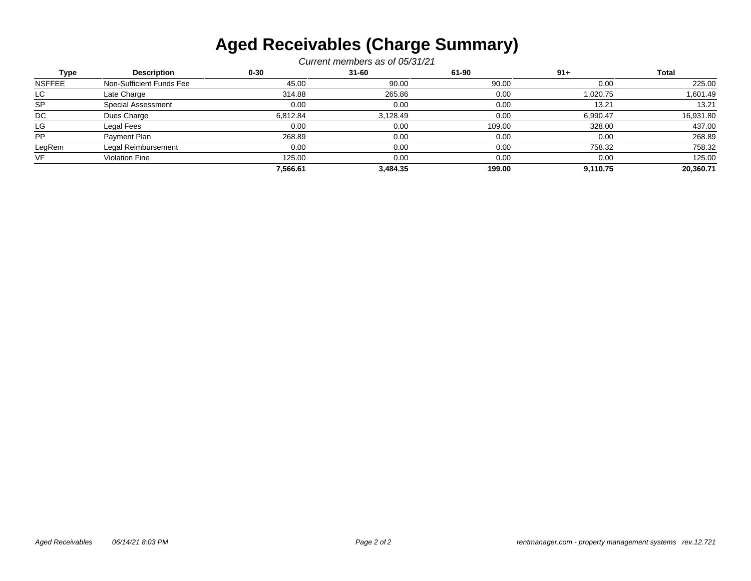# Aged Receivables (Charge Summary)

*Current members as of 05/31/21*

| Type | Description | 0-30 | 31-60 | 61-90 | 91+ | Total |
|---|---|---|---|---|---|---|
| NSFFEE | Non-Sufficient Funds Fee | 45.00 | 90.00 | 90.00 | 0.00 | 225.00 |
| LC | Late Charge | 314.88 | 265.86 | 0.00 | 1,020.75 | 1,601.49 |
| SP | Special Assessment | 0.00 | 0.00 | 0.00 | 13.21 | 13.21 |
| DC | Dues Charge | 6,812.84 | 3,128.49 | 0.00 | 6,990.47 | 16,931.80 |
| LG | Legal Fees | 0.00 | 0.00 | 109.00 | 328.00 | 437.00 |
| PP | Payment Plan | 268.89 | 0.00 | 0.00 | 0.00 | 268.89 |
| LegRem | Legal Reimbursement | 0.00 | 0.00 | 0.00 | 758.32 | 758.32 |
| VF | Violation Fine | 125.00 | 0.00 | 0.00 | 0.00 | 125.00 |
| | | **7,566.61** | **3,484.35** | **199.00** | **9,110.75** | **20,360.71** |